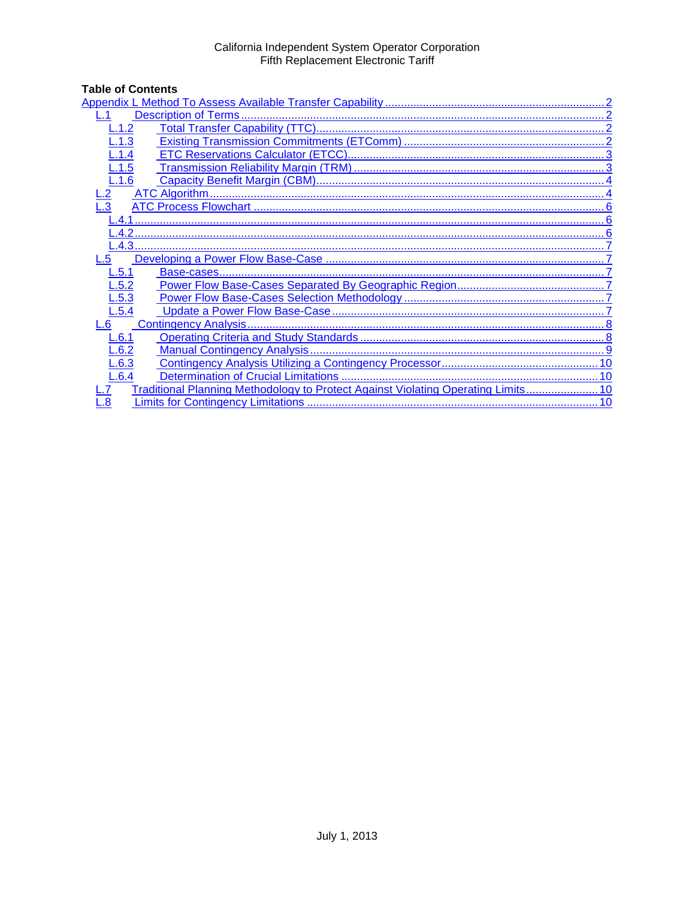California Independent System Operator Corporation
Fifth Replacement Electronic Tariff

**Table of Contents**

Appendix L Method To Assess Available Transfer Capability ..... 2
- L.1 Description of Terms ..... 2
  - L.1.2 Total Transfer Capability (TTC) ..... 2
  - L.1.3 Existing Transmission Commitments (ETComm) ..... 2
  - L.1.4 ETC Reservations Calculator (ETCC) ..... 3
  - L.1.5 Transmission Reliability Margin (TRM) ..... 3
  - L.1.6 Capacity Benefit Margin (CBM) ..... 4
- L.2 ATC Algorithm ..... 4
- L.3 ATC Process Flowchart ..... 6
  - L.4.1 ..... 6
  - L.4.2 ..... 6
  - L.4.3 ..... 7
- L.5 Developing a Power Flow Base-Case ..... 7
  - L.5.1 Base-cases ..... 7
  - L.5.2 Power Flow Base-Cases Separated By Geographic Region ..... 7
  - L.5.3 Power Flow Base-Cases Selection Methodology ..... 7
  - L.5.4 Update a Power Flow Base-Case ..... 7
- L.6 Contingency Analysis ..... 8
  - L.6.1 Operating Criteria and Study Standards ..... 8
  - L.6.2 Manual Contingency Analysis ..... 9
  - L.6.3 Contingency Analysis Utilizing a Contingency Processor ..... 10
  - L.6.4 Determination of Crucial Limitations ..... 10
- L.7 Traditional Planning Methodology to Protect Against Violating Operating Limits ..... 10
- L.8 Limits for Contingency Limitations ..... 10

July 1, 2013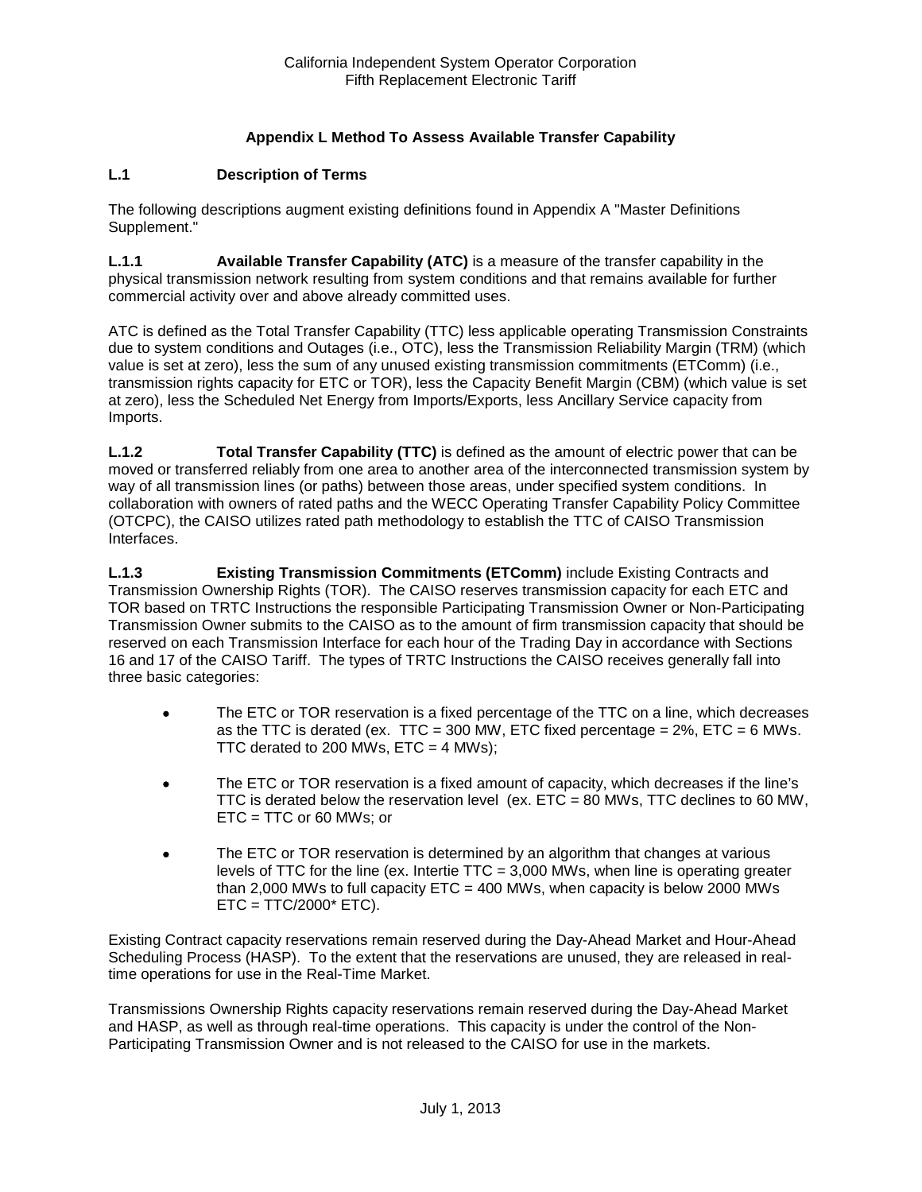# Appendix L Method To Assess Available Transfer Capability

## L.1 Description of Terms

The following descriptions augment existing definitions found in Appendix A "Master Definitions Supplement."

**L.1.1 Available Transfer Capability (ATC)** is a measure of the transfer capability in the physical transmission network resulting from system conditions and that remains available for further commercial activity over and above already committed uses.

ATC is defined as the Total Transfer Capability (TTC) less applicable operating Transmission Constraints due to system conditions and Outages (i.e., OTC), less the Transmission Reliability Margin (TRM) (which value is set at zero), less the sum of any unused existing transmission commitments (ETComm) (i.e., transmission rights capacity for ETC or TOR), less the Capacity Benefit Margin (CBM) (which value is set at zero), less the Scheduled Net Energy from Imports/Exports, less Ancillary Service capacity from Imports.

**L.1.2 Total Transfer Capability (TTC)** is defined as the amount of electric power that can be moved or transferred reliably from one area to another area of the interconnected transmission system by way of all transmission lines (or paths) between those areas, under specified system conditions. In collaboration with owners of rated paths and the WECC Operating Transfer Capability Policy Committee (OTCPC), the CAISO utilizes rated path methodology to establish the TTC of CAISO Transmission Interfaces.

**L.1.3 Existing Transmission Commitments (ETComm)** include Existing Contracts and Transmission Ownership Rights (TOR). The CAISO reserves transmission capacity for each ETC and TOR based on TRTC Instructions the responsible Participating Transmission Owner or Non-Participating Transmission Owner submits to the CAISO as to the amount of firm transmission capacity that should be reserved on each Transmission Interface for each hour of the Trading Day in accordance with Sections 16 and 17 of the CAISO Tariff. The types of TRTC Instructions the CAISO receives generally fall into three basic categories:

- The ETC or TOR reservation is a fixed percentage of the TTC on a line, which decreases as the TTC is derated (ex. TTC = 300 MW, ETC fixed percentage = 2%, ETC = 6 MWs. TTC derated to 200 MWs, ETC = 4 MWs);
- The ETC or TOR reservation is a fixed amount of capacity, which decreases if the line's TTC is derated below the reservation level (ex. ETC = 80 MWs, TTC declines to 60 MW, ETC = TTC or 60 MWs; or
- The ETC or TOR reservation is determined by an algorithm that changes at various levels of TTC for the line (ex. Intertie TTC = 3,000 MWs, when line is operating greater than 2,000 MWs to full capacity ETC = 400 MWs, when capacity is below 2000 MWs ETC = TTC/2000* ETC).

Existing Contract capacity reservations remain reserved during the Day-Ahead Market and Hour-Ahead Scheduling Process (HASP). To the extent that the reservations are unused, they are released in real-time operations for use in the Real-Time Market.

Transmissions Ownership Rights capacity reservations remain reserved during the Day-Ahead Market and HASP, as well as through real-time operations. This capacity is under the control of the Non-Participating Transmission Owner and is not released to the CAISO for use in the markets.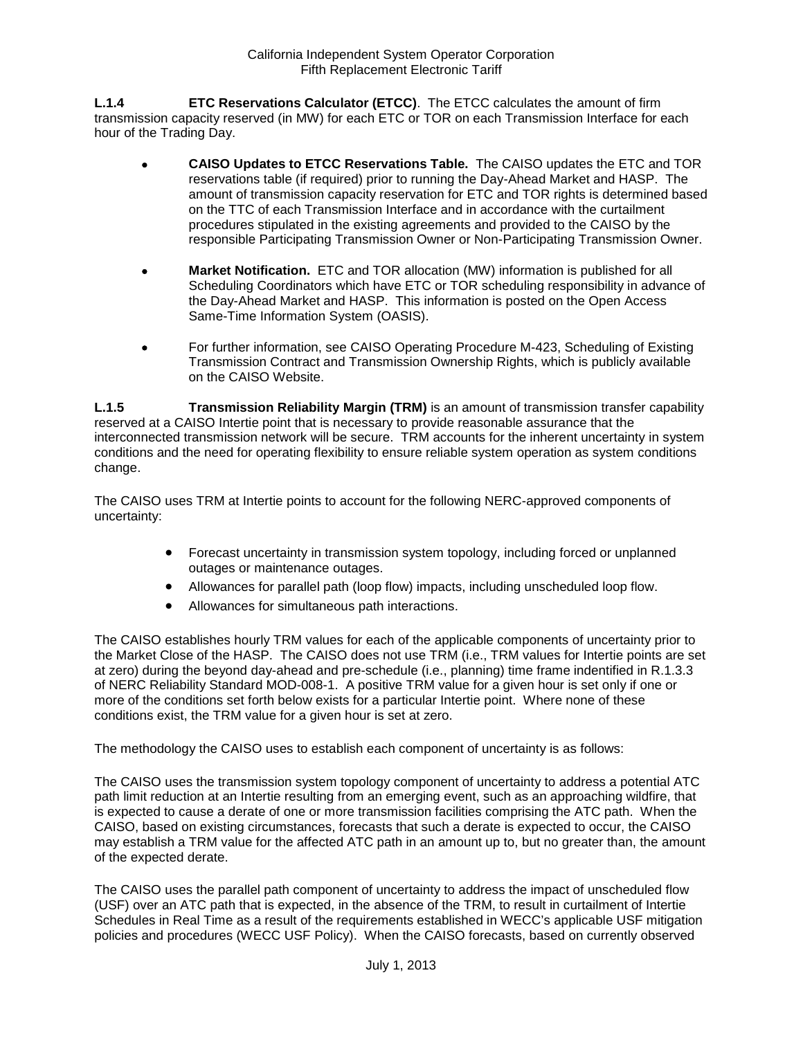**L.1.4 ETC Reservations Calculator (ETCC)**. The ETCC calculates the amount of firm transmission capacity reserved (in MW) for each ETC or TOR on each Transmission Interface for each hour of the Trading Day.

- **CAISO Updates to ETCC Reservations Table.** The CAISO updates the ETC and TOR reservations table (if required) prior to running the Day-Ahead Market and HASP. The amount of transmission capacity reservation for ETC and TOR rights is determined based on the TTC of each Transmission Interface and in accordance with the curtailment procedures stipulated in the existing agreements and provided to the CAISO by the responsible Participating Transmission Owner or Non-Participating Transmission Owner.

- **Market Notification.** ETC and TOR allocation (MW) information is published for all Scheduling Coordinators which have ETC or TOR scheduling responsibility in advance of the Day-Ahead Market and HASP. This information is posted on the Open Access Same-Time Information System (OASIS).

- For further information, see CAISO Operating Procedure M-423, Scheduling of Existing Transmission Contract and Transmission Ownership Rights, which is publicly available on the CAISO Website.

**L.1.5 Transmission Reliability Margin (TRM)** is an amount of transmission transfer capability reserved at a CAISO Intertie point that is necessary to provide reasonable assurance that the interconnected transmission network will be secure. TRM accounts for the inherent uncertainty in system conditions and the need for operating flexibility to ensure reliable system operation as system conditions change.

The CAISO uses TRM at Intertie points to account for the following NERC-approved components of uncertainty:

- Forecast uncertainty in transmission system topology, including forced or unplanned outages or maintenance outages.
- Allowances for parallel path (loop flow) impacts, including unscheduled loop flow.
- Allowances for simultaneous path interactions.

The CAISO establishes hourly TRM values for each of the applicable components of uncertainty prior to the Market Close of the HASP. The CAISO does not use TRM (i.e., TRM values for Intertie points are set at zero) during the beyond day-ahead and pre-schedule (i.e., planning) time frame indentified in R.1.3.3 of NERC Reliability Standard MOD-008-1. A positive TRM value for a given hour is set only if one or more of the conditions set forth below exists for a particular Intertie point. Where none of these conditions exist, the TRM value for a given hour is set at zero.

The methodology the CAISO uses to establish each component of uncertainty is as follows:

The CAISO uses the transmission system topology component of uncertainty to address a potential ATC path limit reduction at an Intertie resulting from an emerging event, such as an approaching wildfire, that is expected to cause a derate of one or more transmission facilities comprising the ATC path. When the CAISO, based on existing circumstances, forecasts that such a derate is expected to occur, the CAISO may establish a TRM value for the affected ATC path in an amount up to, but no greater than, the amount of the expected derate.

The CAISO uses the parallel path component of uncertainty to address the impact of unscheduled flow (USF) over an ATC path that is expected, in the absence of the TRM, to result in curtailment of Intertie Schedules in Real Time as a result of the requirements established in WECC's applicable USF mitigation policies and procedures (WECC USF Policy). When the CAISO forecasts, based on currently observed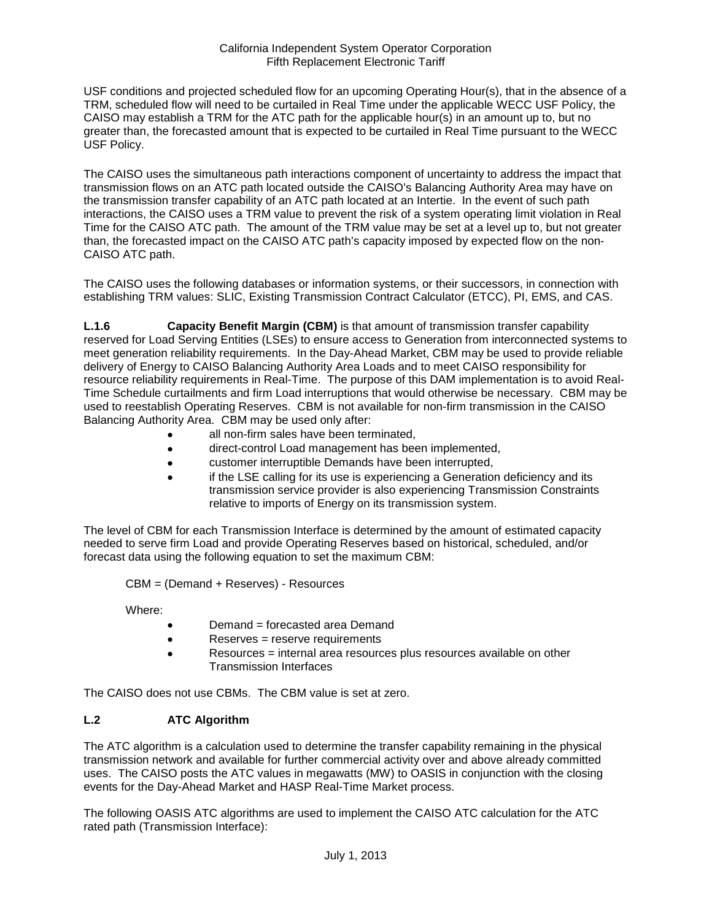USF conditions and projected scheduled flow for an upcoming Operating Hour(s), that in the absence of a TRM, scheduled flow will need to be curtailed in Real Time under the applicable WECC USF Policy, the CAISO may establish a TRM for the ATC path for the applicable hour(s) in an amount up to, but no greater than, the forecasted amount that is expected to be curtailed in Real Time pursuant to the WECC USF Policy.

The CAISO uses the simultaneous path interactions component of uncertainty to address the impact that transmission flows on an ATC path located outside the CAISO's Balancing Authority Area may have on the transmission transfer capability of an ATC path located at an Intertie. In the event of such path interactions, the CAISO uses a TRM value to prevent the risk of a system operating limit violation in Real Time for the CAISO ATC path. The amount of the TRM value may be set at a level up to, but not greater than, the forecasted impact on the CAISO ATC path's capacity imposed by expected flow on the non-CAISO ATC path.

The CAISO uses the following databases or information systems, or their successors, in connection with establishing TRM values: SLIC, Existing Transmission Contract Calculator (ETCC), PI, EMS, and CAS.

**L.1.6 Capacity Benefit Margin (CBM)** is that amount of transmission transfer capability reserved for Load Serving Entities (LSEs) to ensure access to Generation from interconnected systems to meet generation reliability requirements. In the Day-Ahead Market, CBM may be used to provide reliable delivery of Energy to CAISO Balancing Authority Area Loads and to meet CAISO responsibility for resource reliability requirements in Real-Time. The purpose of this DAM implementation is to avoid Real-Time Schedule curtailments and firm Load interruptions that would otherwise be necessary. CBM may be used to reestablish Operating Reserves. CBM is not available for non-firm transmission in the CAISO Balancing Authority Area. CBM may be used only after:

- all non-firm sales have been terminated,
- direct-control Load management has been implemented,
- customer interruptible Demands have been interrupted,
- if the LSE calling for its use is experiencing a Generation deficiency and its transmission service provider is also experiencing Transmission Constraints relative to imports of Energy on its transmission system.

The level of CBM for each Transmission Interface is determined by the amount of estimated capacity needed to serve firm Load and provide Operating Reserves based on historical, scheduled, and/or forecast data using the following equation to set the maximum CBM:

CBM = (Demand + Reserves) - Resources

Where:

- Demand = forecasted area Demand
- Reserves = reserve requirements
- Resources = internal area resources plus resources available on other Transmission Interfaces

The CAISO does not use CBMs. The CBM value is set at zero.

## L.2 ATC Algorithm

The ATC algorithm is a calculation used to determine the transfer capability remaining in the physical transmission network and available for further commercial activity over and above already committed uses. The CAISO posts the ATC values in megawatts (MW) to OASIS in conjunction with the closing events for the Day-Ahead Market and HASP Real-Time Market process.

The following OASIS ATC algorithms are used to implement the CAISO ATC calculation for the ATC rated path (Transmission Interface):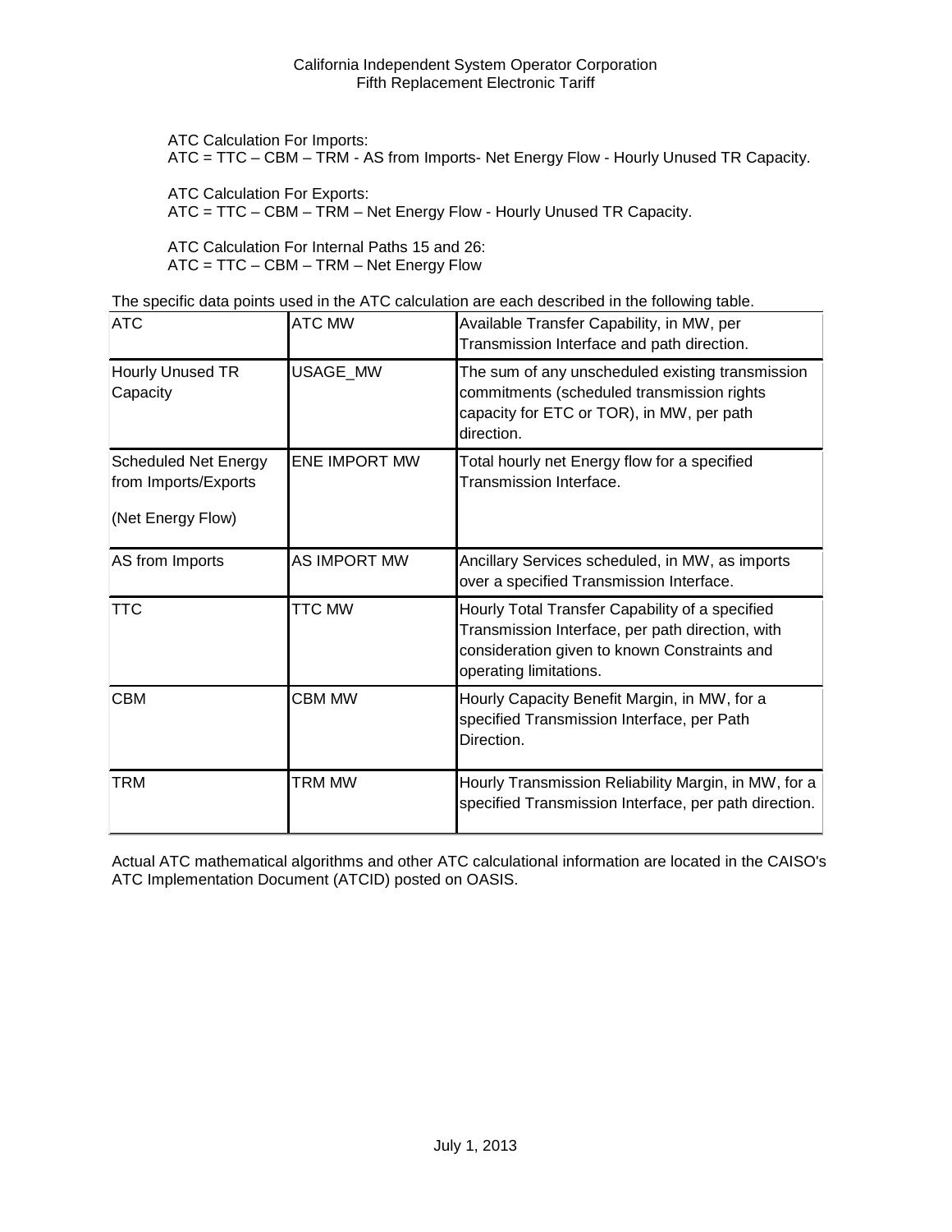ATC Calculation For Imports:
ATC = TTC – CBM – TRM - AS from Imports- Net Energy Flow - Hourly Unused TR Capacity.

ATC Calculation For Exports:
ATC = TTC – CBM – TRM – Net Energy Flow - Hourly Unused TR Capacity.

ATC Calculation For Internal Paths 15 and 26:
ATC = TTC – CBM – TRM – Net Energy Flow

The specific data points used in the ATC calculation are each described in the following table.

| ATC | ATC MW | Available Transfer Capability, in MW, per Transmission Interface and path direction. |
|---|---|---|
| Hourly Unused TR Capacity | USAGE_MW | The sum of any unscheduled existing transmission commitments (scheduled transmission rights capacity for ETC or TOR), in MW, per path direction. |
| Scheduled Net Energy from Imports/Exports (Net Energy Flow) | ENE IMPORT MW | Total hourly net Energy flow for a specified Transmission Interface. |
| AS from Imports | AS IMPORT MW | Ancillary Services scheduled, in MW, as imports over a specified Transmission Interface. |
| TTC | TTC MW | Hourly Total Transfer Capability of a specified Transmission Interface, per path direction, with consideration given to known Constraints and operating limitations. |
| CBM | CBM MW | Hourly Capacity Benefit Margin, in MW, for a specified Transmission Interface, per Path Direction. |
| TRM | TRM MW | Hourly Transmission Reliability Margin, in MW, for a specified Transmission Interface, per path direction. |

Actual ATC mathematical algorithms and other ATC calculational information are located in the CAISO's ATC Implementation Document (ATCID) posted on OASIS.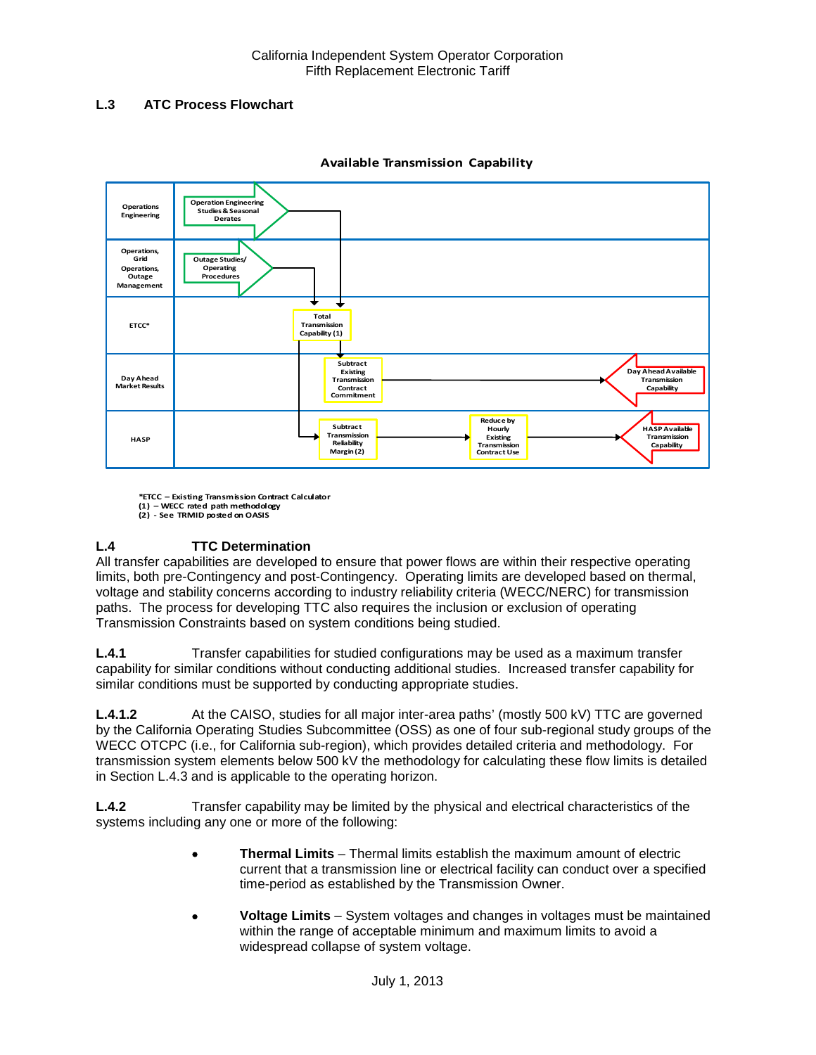## L.3 ATC Process Flowchart

**Available Transmission Capability**

| | |
|---|---|
| Operations Engineering | Operation Engineering Studies & Seasonal Derates |
| Operations, Grid Operations, Outage Management | Outage Studies/ Operating Procedures |
| ETCC* | Total Transmission Capability (1) |
| Day Ahead Market Results | Subtract Existing Transmission Contract Commitment → Day Ahead Available Transmission Capability |
| HASP | Subtract Transmission Reliability Margin (2) → Reduce by Hourly Existing Transmission Contract Use → HASP Available Transmission Capability |

*ETCC – Existing Transmission Contract Calculator
(1) – WECC rated path methodology
(2) - See TRMID posted on OASIS

## L.4 TTC Determination

All transfer capabilities are developed to ensure that power flows are within their respective operating limits, both pre-Contingency and post-Contingency. Operating limits are developed based on thermal, voltage and stability concerns according to industry reliability criteria (WECC/NERC) for transmission paths. The process for developing TTC also requires the inclusion or exclusion of operating Transmission Constraints based on system conditions being studied.

**L.4.1** Transfer capabilities for studied configurations may be used as a maximum transfer capability for similar conditions without conducting additional studies. Increased transfer capability for similar conditions must be supported by conducting appropriate studies.

**L.4.1.2** At the CAISO, studies for all major inter-area paths' (mostly 500 kV) TTC are governed by the California Operating Studies Subcommittee (OSS) as one of four sub-regional study groups of the WECC OTCPC (i.e., for California sub-region), which provides detailed criteria and methodology. For transmission system elements below 500 kV the methodology for calculating these flow limits is detailed in Section L.4.3 and is applicable to the operating horizon.

**L.4.2** Transfer capability may be limited by the physical and electrical characteristics of the systems including any one or more of the following:

- **Thermal Limits** – Thermal limits establish the maximum amount of electric current that a transmission line or electrical facility can conduct over a specified time-period as established by the Transmission Owner.

- **Voltage Limits** – System voltages and changes in voltages must be maintained within the range of acceptable minimum and maximum limits to avoid a widespread collapse of system voltage.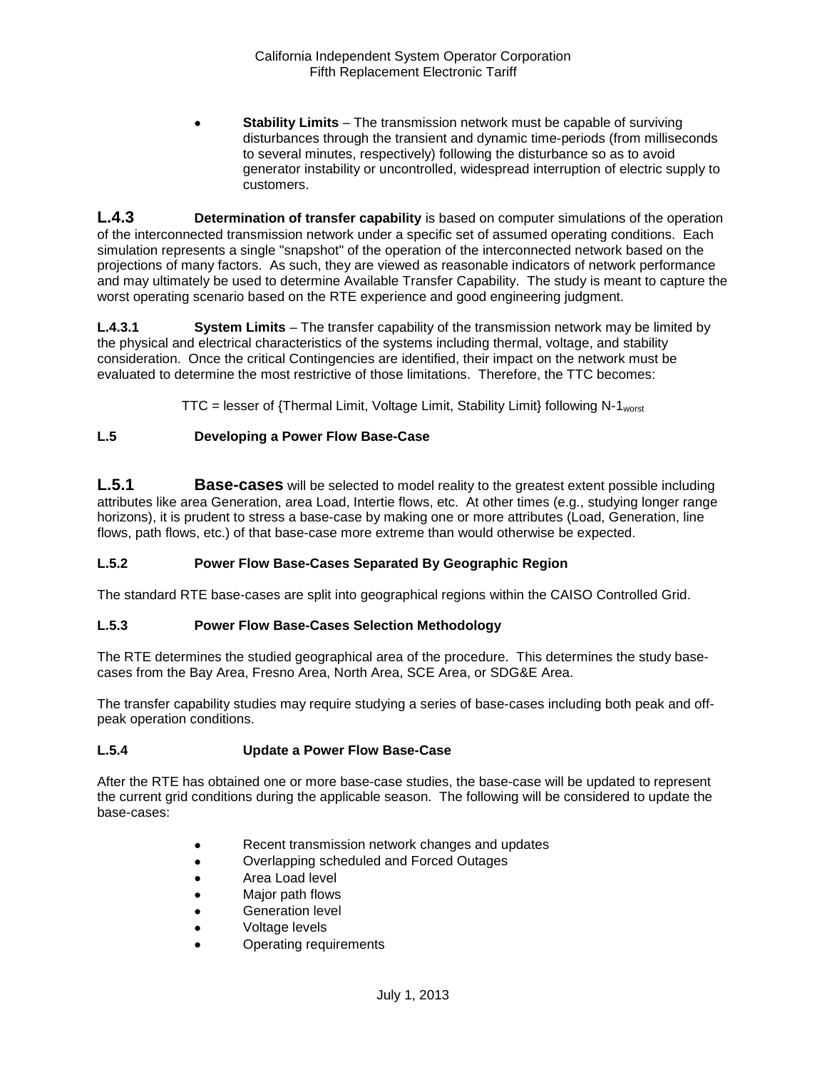- **Stability Limits** – The transmission network must be capable of surviving disturbances through the transient and dynamic time-periods (from milliseconds to several minutes, respectively) following the disturbance so as to avoid generator instability or uncontrolled, widespread interruption of electric supply to customers.

**L.4.3** **Determination of transfer capability** is based on computer simulations of the operation of the interconnected transmission network under a specific set of assumed operating conditions. Each simulation represents a single "snapshot" of the operation of the interconnected network based on the projections of many factors. As such, they are viewed as reasonable indicators of network performance and may ultimately be used to determine Available Transfer Capability. The study is meant to capture the worst operating scenario based on the RTE experience and good engineering judgment.

**L.4.3.1** **System Limits** – The transfer capability of the transmission network may be limited by the physical and electrical characteristics of the systems including thermal, voltage, and stability consideration. Once the critical Contingencies are identified, their impact on the network must be evaluated to determine the most restrictive of those limitations. Therefore, the TTC becomes:

TTC = lesser of {Thermal Limit, Voltage Limit, Stability Limit} following $N\text{-}1_{worst}$

### L.5 Developing a Power Flow Base-Case

**L.5.1** **Base-cases** will be selected to model reality to the greatest extent possible including attributes like area Generation, area Load, Intertie flows, etc. At other times (e.g., studying longer range horizons), it is prudent to stress a base-case by making one or more attributes (Load, Generation, line flows, path flows, etc.) of that base-case more extreme than would otherwise be expected.

### L.5.2 Power Flow Base-Cases Separated By Geographic Region

The standard RTE base-cases are split into geographical regions within the CAISO Controlled Grid.

### L.5.3 Power Flow Base-Cases Selection Methodology

The RTE determines the studied geographical area of the procedure. This determines the study base-cases from the Bay Area, Fresno Area, North Area, SCE Area, or SDG&E Area.

The transfer capability studies may require studying a series of base-cases including both peak and off-peak operation conditions.

### L.5.4 Update a Power Flow Base-Case

After the RTE has obtained one or more base-case studies, the base-case will be updated to represent the current grid conditions during the applicable season. The following will be considered to update the base-cases:

- Recent transmission network changes and updates
- Overlapping scheduled and Forced Outages
- Area Load level
- Major path flows
- Generation level
- Voltage levels
- Operating requirements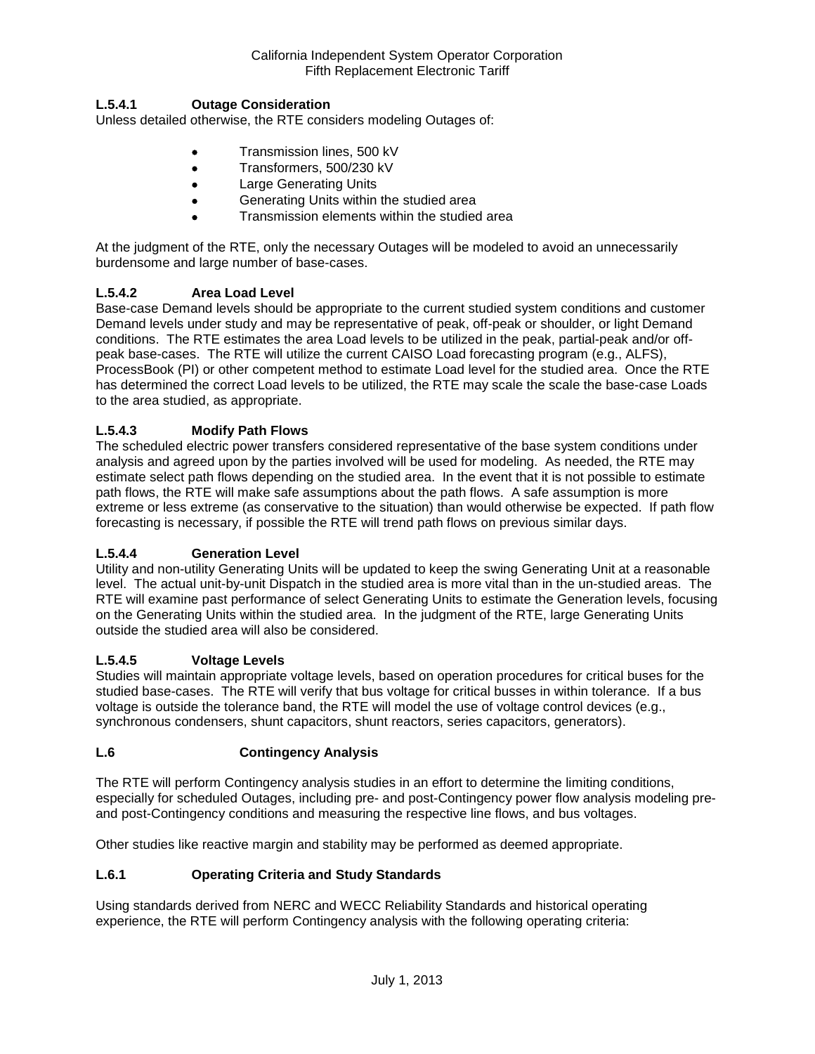#### L.5.4.1 Outage Consideration

Unless detailed otherwise, the RTE considers modeling Outages of:

- Transmission lines, 500 kV
- Transformers, 500/230 kV
- Large Generating Units
- Generating Units within the studied area
- Transmission elements within the studied area

At the judgment of the RTE, only the necessary Outages will be modeled to avoid an unnecessarily burdensome and large number of base-cases.

#### L.5.4.2 Area Load Level

Base-case Demand levels should be appropriate to the current studied system conditions and customer Demand levels under study and may be representative of peak, off-peak or shoulder, or light Demand conditions. The RTE estimates the area Load levels to be utilized in the peak, partial-peak and/or off-peak base-cases. The RTE will utilize the current CAISO Load forecasting program (e.g., ALFS), ProcessBook (PI) or other competent method to estimate Load level for the studied area. Once the RTE has determined the correct Load levels to be utilized, the RTE may scale the scale the base-case Loads to the area studied, as appropriate.

#### L.5.4.3 Modify Path Flows

The scheduled electric power transfers considered representative of the base system conditions under analysis and agreed upon by the parties involved will be used for modeling. As needed, the RTE may estimate select path flows depending on the studied area. In the event that it is not possible to estimate path flows, the RTE will make safe assumptions about the path flows. A safe assumption is more extreme or less extreme (as conservative to the situation) than would otherwise be expected. If path flow forecasting is necessary, if possible the RTE will trend path flows on previous similar days.

#### L.5.4.4 Generation Level

Utility and non-utility Generating Units will be updated to keep the swing Generating Unit at a reasonable level. The actual unit-by-unit Dispatch in the studied area is more vital than in the un-studied areas. The RTE will examine past performance of select Generating Units to estimate the Generation levels, focusing on the Generating Units within the studied area. In the judgment of the RTE, large Generating Units outside the studied area will also be considered.

#### L.5.4.5 Voltage Levels

Studies will maintain appropriate voltage levels, based on operation procedures for critical buses for the studied base-cases. The RTE will verify that bus voltage for critical busses in within tolerance. If a bus voltage is outside the tolerance band, the RTE will model the use of voltage control devices (e.g., synchronous condensers, shunt capacitors, shunt reactors, series capacitors, generators).

## L.6 Contingency Analysis

The RTE will perform Contingency analysis studies in an effort to determine the limiting conditions, especially for scheduled Outages, including pre- and post-Contingency power flow analysis modeling pre- and post-Contingency conditions and measuring the respective line flows, and bus voltages.

Other studies like reactive margin and stability may be performed as deemed appropriate.

### L.6.1 Operating Criteria and Study Standards

Using standards derived from NERC and WECC Reliability Standards and historical operating experience, the RTE will perform Contingency analysis with the following operating criteria: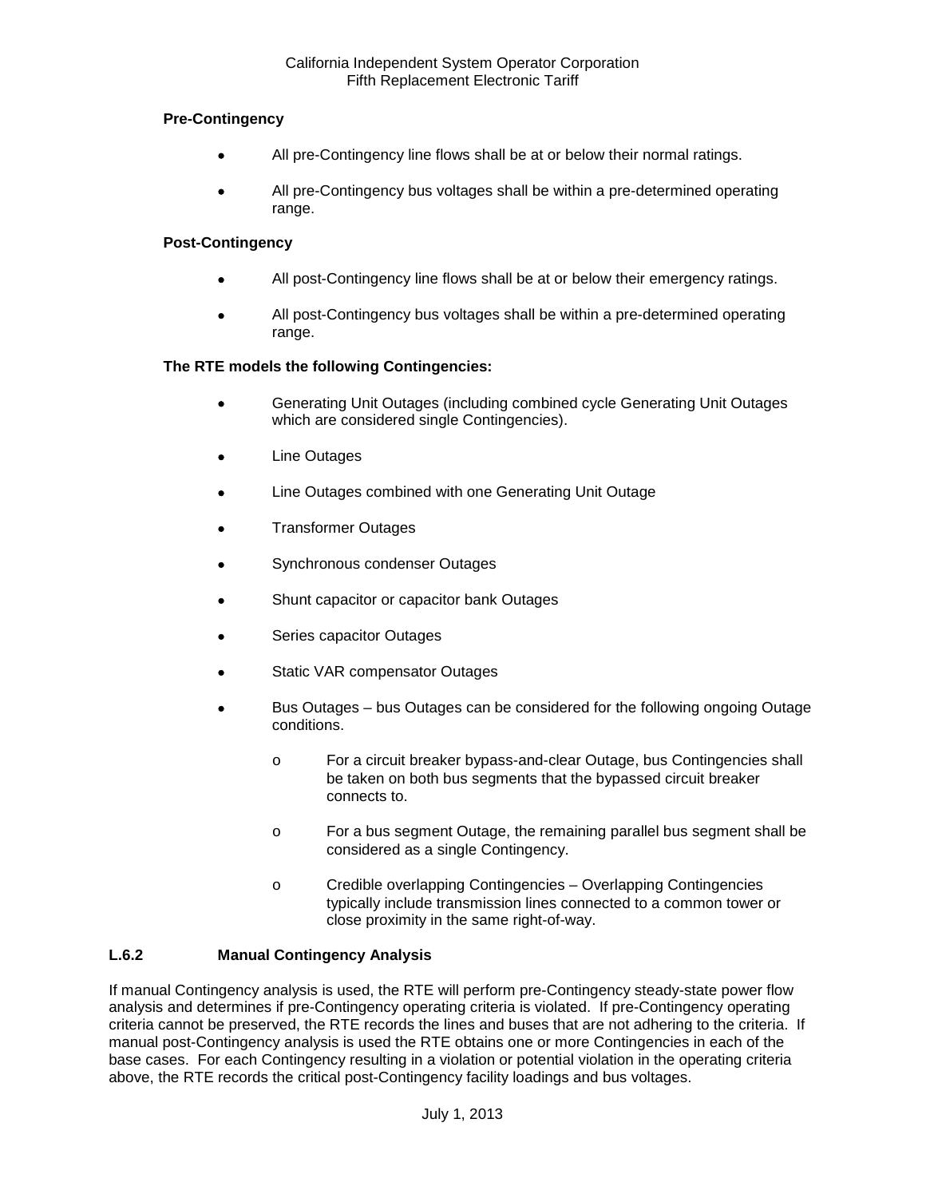**Pre-Contingency**

- All pre-Contingency line flows shall be at or below their normal ratings.
- All pre-Contingency bus voltages shall be within a pre-determined operating range.

**Post-Contingency**

- All post-Contingency line flows shall be at or below their emergency ratings.
- All post-Contingency bus voltages shall be within a pre-determined operating range.

**The RTE models the following Contingencies:**

- Generating Unit Outages (including combined cycle Generating Unit Outages which are considered single Contingencies).
- Line Outages
- Line Outages combined with one Generating Unit Outage
- Transformer Outages
- Synchronous condenser Outages
- Shunt capacitor or capacitor bank Outages
- Series capacitor Outages
- Static VAR compensator Outages
- Bus Outages – bus Outages can be considered for the following ongoing Outage conditions.
  - For a circuit breaker bypass-and-clear Outage, bus Contingencies shall be taken on both bus segments that the bypassed circuit breaker connects to.
  - For a bus segment Outage, the remaining parallel bus segment shall be considered as a single Contingency.
  - Credible overlapping Contingencies – Overlapping Contingencies typically include transmission lines connected to a common tower or close proximity in the same right-of-way.

### L.6.2 Manual Contingency Analysis

If manual Contingency analysis is used, the RTE will perform pre-Contingency steady-state power flow analysis and determines if pre-Contingency operating criteria is violated. If pre-Contingency operating criteria cannot be preserved, the RTE records the lines and buses that are not adhering to the criteria. If manual post-Contingency analysis is used the RTE obtains one or more Contingencies in each of the base cases. For each Contingency resulting in a violation or potential violation in the operating criteria above, the RTE records the critical post-Contingency facility loadings and bus voltages.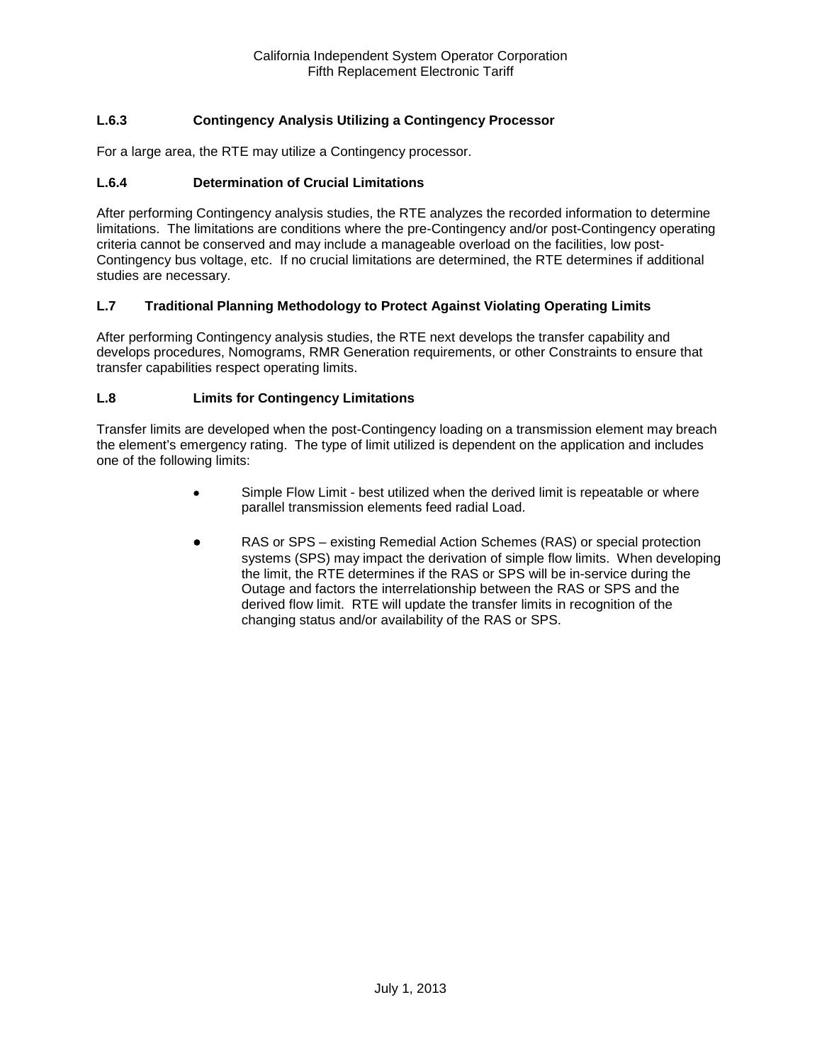### L.6.3 Contingency Analysis Utilizing a Contingency Processor

For a large area, the RTE may utilize a Contingency processor.

### L.6.4 Determination of Crucial Limitations

After performing Contingency analysis studies, the RTE analyzes the recorded information to determine limitations. The limitations are conditions where the pre-Contingency and/or post-Contingency operating criteria cannot be conserved and may include a manageable overload on the facilities, low post-Contingency bus voltage, etc. If no crucial limitations are determined, the RTE determines if additional studies are necessary.

### L.7 Traditional Planning Methodology to Protect Against Violating Operating Limits

After performing Contingency analysis studies, the RTE next develops the transfer capability and develops procedures, Nomograms, RMR Generation requirements, or other Constraints to ensure that transfer capabilities respect operating limits.

### L.8 Limits for Contingency Limitations

Transfer limits are developed when the post-Contingency loading on a transmission element may breach the element's emergency rating. The type of limit utilized is dependent on the application and includes one of the following limits:

- Simple Flow Limit - best utilized when the derived limit is repeatable or where parallel transmission elements feed radial Load.
- RAS or SPS – existing Remedial Action Schemes (RAS) or special protection systems (SPS) may impact the derivation of simple flow limits. When developing the limit, the RTE determines if the RAS or SPS will be in-service during the Outage and factors the interrelationship between the RAS or SPS and the derived flow limit. RTE will update the transfer limits in recognition of the changing status and/or availability of the RAS or SPS.